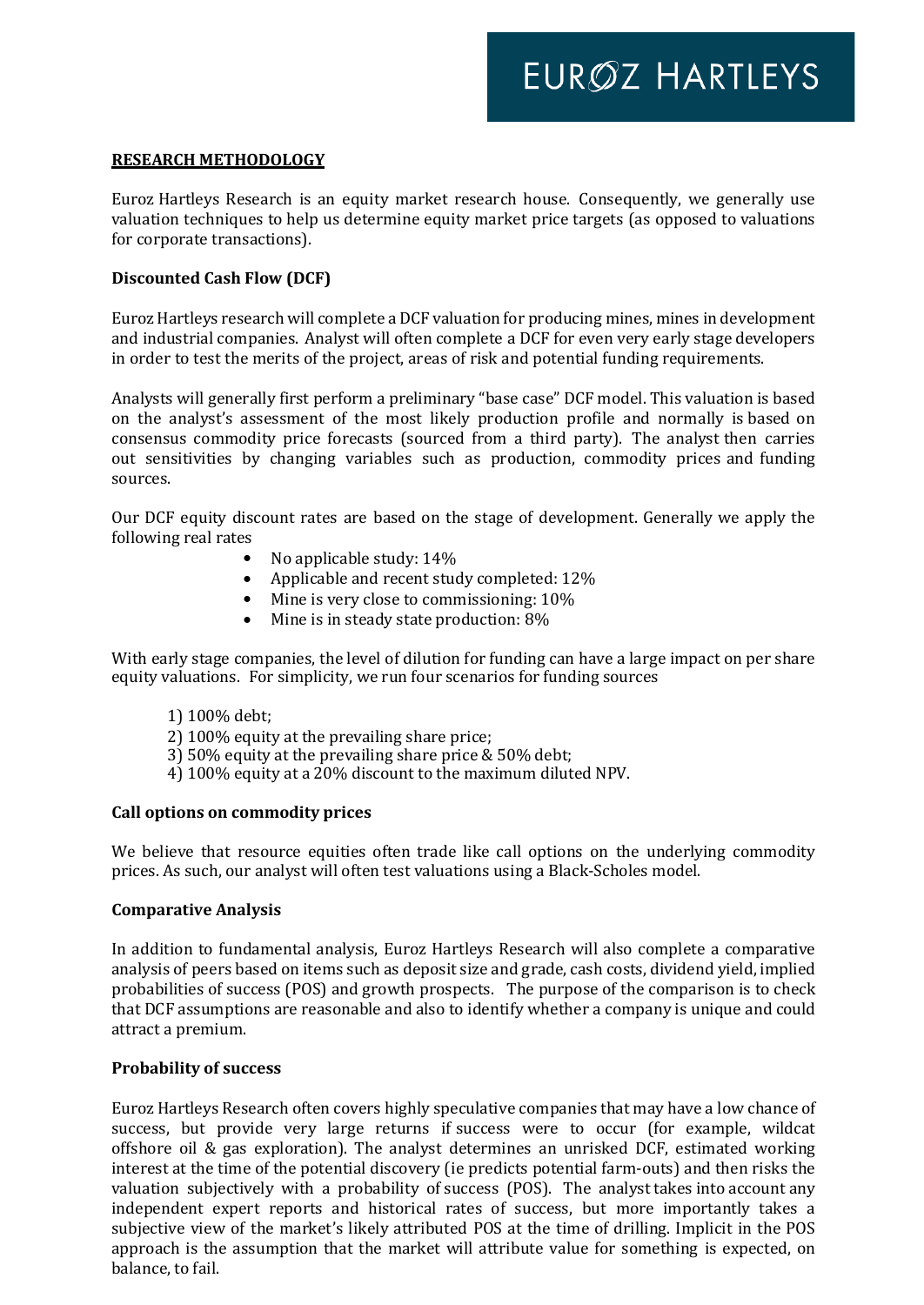## RESEARCH METHODOLOGY

Euroz Hartleys Research is an equity market research house. Consequently, we generally use valuation techniques to help us determine equity market price targets (as opposed to valuations for corporate transactions).

### Discounted Cash Flow (DCF)

Euroz Hartleys research will complete a DCF valuation for producing mines, mines in development and industrial companies. Analyst will often complete a DCF for even very early stage developers in order to test the merits of the project, areas of risk and potential funding requirements.

Analysts will generally first perform a preliminary "base case" DCF model. This valuation is based on the analyst's assessment of the most likely production profile and normally is based on consensus commodity price forecasts (sourced from a third party). The analyst then carries out sensitivities by changing variables such as production, commodity prices and funding sources.

Our DCF equity discount rates are based on the stage of development. Generally we apply the following real rates

- No applicable study: 14%
- Applicable and recent study completed: 12%
- Mine is very close to commissioning: 10%
- Mine is in steady state production: 8%

With early stage companies, the level of dilution for funding can have a large impact on per share equity valuations. For simplicity, we run four scenarios for funding sources

1) 100% debt;
2) 100% equity at the prevailing share price;
3) 50% equity at the prevailing share price & 50% debt;
4) 100% equity at a 20% discount to the maximum diluted NPV.

### Call options on commodity prices

We believe that resource equities often trade like call options on the underlying commodity prices. As such, our analyst will often test valuations using a Black-Scholes model.

### Comparative Analysis

In addition to fundamental analysis, Euroz Hartleys Research will also complete a comparative analysis of peers based on items such as deposit size and grade, cash costs, dividend yield, implied probabilities of success (POS) and growth prospects. The purpose of the comparison is to check that DCF assumptions are reasonable and also to identify whether a company is unique and could attract a premium.

### Probability of success

Euroz Hartleys Research often covers highly speculative companies that may have a low chance of success, but provide very large returns if success were to occur (for example, wildcat offshore oil & gas exploration). The analyst determines an unrisked DCF, estimated working interest at the time of the potential discovery (ie predicts potential farm-outs) and then risks the valuation subjectively with a probability of success (POS). The analyst takes into account any independent expert reports and historical rates of success, but more importantly takes a subjective view of the market's likely attributed POS at the time of drilling. Implicit in the POS approach is the assumption that the market will attribute value for something is expected, on balance, to fail.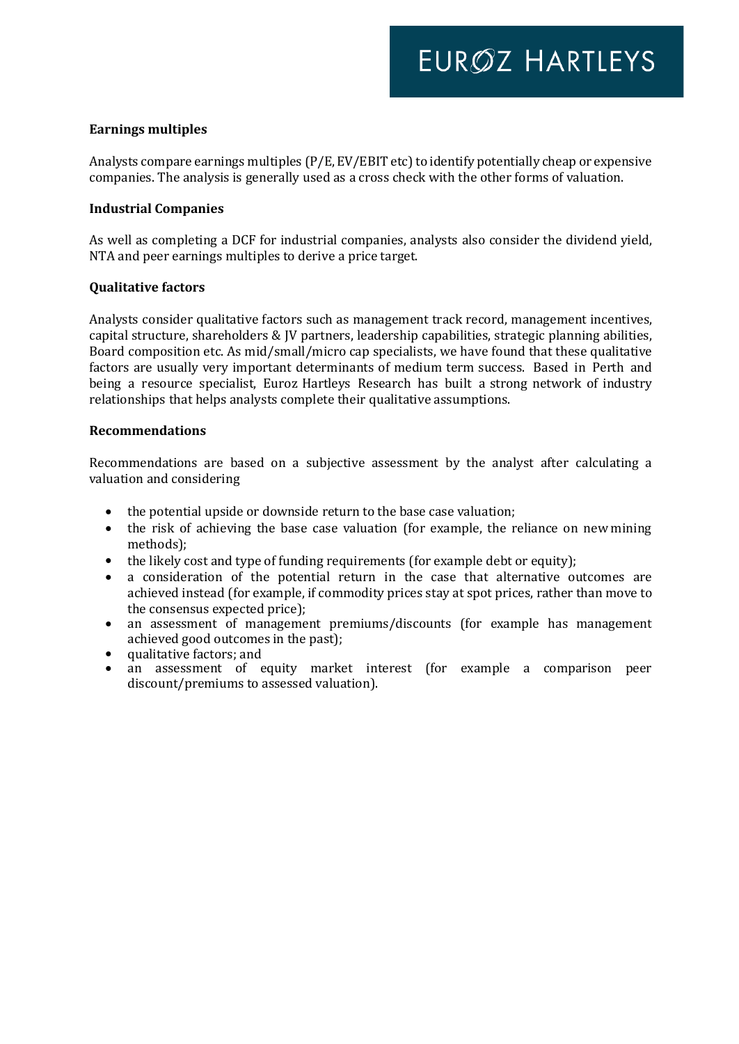**Earnings multiples**

Analysts compare earnings multiples (P/E, EV/EBIT etc) to identify potentially cheap or expensive companies. The analysis is generally used as a cross check with the other forms of valuation.

**Industrial Companies**

As well as completing a DCF for industrial companies, analysts also consider the dividend yield, NTA and peer earnings multiples to derive a price target.

**Qualitative factors**

Analysts consider qualitative factors such as management track record, management incentives, capital structure, shareholders & JV partners, leadership capabilities, strategic planning abilities, Board composition etc. As mid/small/micro cap specialists, we have found that these qualitative factors are usually very important determinants of medium term success. Based in Perth and being a resource specialist, Euroz Hartleys Research has built a strong network of industry relationships that helps analysts complete their qualitative assumptions.

**Recommendations**

Recommendations are based on a subjective assessment by the analyst after calculating a valuation and considering

- the potential upside or downside return to the base case valuation;
- the risk of achieving the base case valuation (for example, the reliance on new mining methods);
- the likely cost and type of funding requirements (for example debt or equity);
- a consideration of the potential return in the case that alternative outcomes are achieved instead (for example, if commodity prices stay at spot prices, rather than move to the consensus expected price);
- an assessment of management premiums/discounts (for example has management achieved good outcomes in the past);
- qualitative factors; and
- an assessment of equity market interest (for example a comparison peer discount/premiums to assessed valuation).